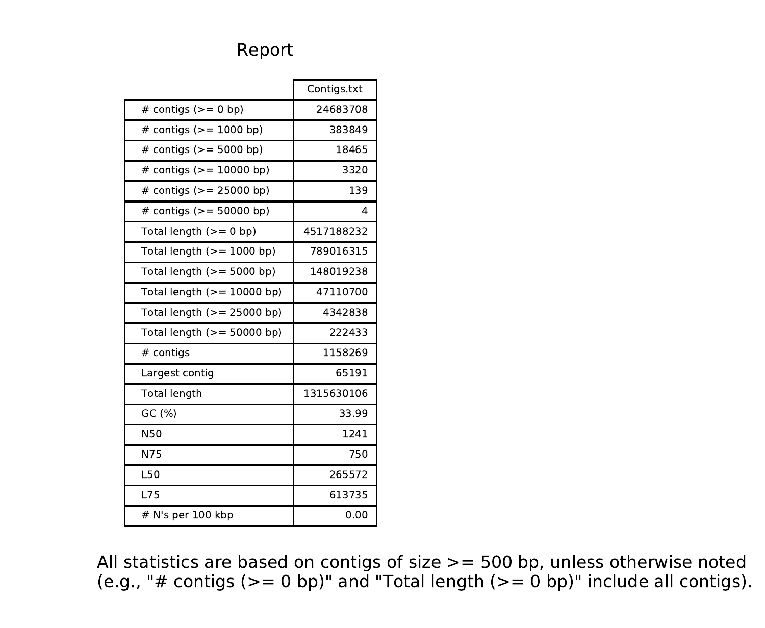# Report

| | Contigs.txt |
|---|---|
| # contigs (>= 0 bp) | 24683708 |
| # contigs (>= 1000 bp) | 383849 |
| # contigs (>= 5000 bp) | 18465 |
| # contigs (>= 10000 bp) | 3320 |
| # contigs (>= 25000 bp) | 139 |
| # contigs (>= 50000 bp) | 4 |
| Total length (>= 0 bp) | 4517188232 |
| Total length (>= 1000 bp) | 789016315 |
| Total length (>= 5000 bp) | 148019238 |
| Total length (>= 10000 bp) | 47110700 |
| Total length (>= 25000 bp) | 4342838 |
| Total length (>= 50000 bp) | 222433 |
| # contigs | 1158269 |
| Largest contig | 65191 |
| Total length | 1315630106 |
| GC (%) | 33.99 |
| N50 | 1241 |
| N75 | 750 |
| L50 | 265572 |
| L75 | 613735 |
| # N's per 100 kbp | 0.00 |

All statistics are based on contigs of size >= 500 bp, unless otherwise noted (e.g., "# contigs (>= 0 bp)" and "Total length (>= 0 bp)" include all contigs).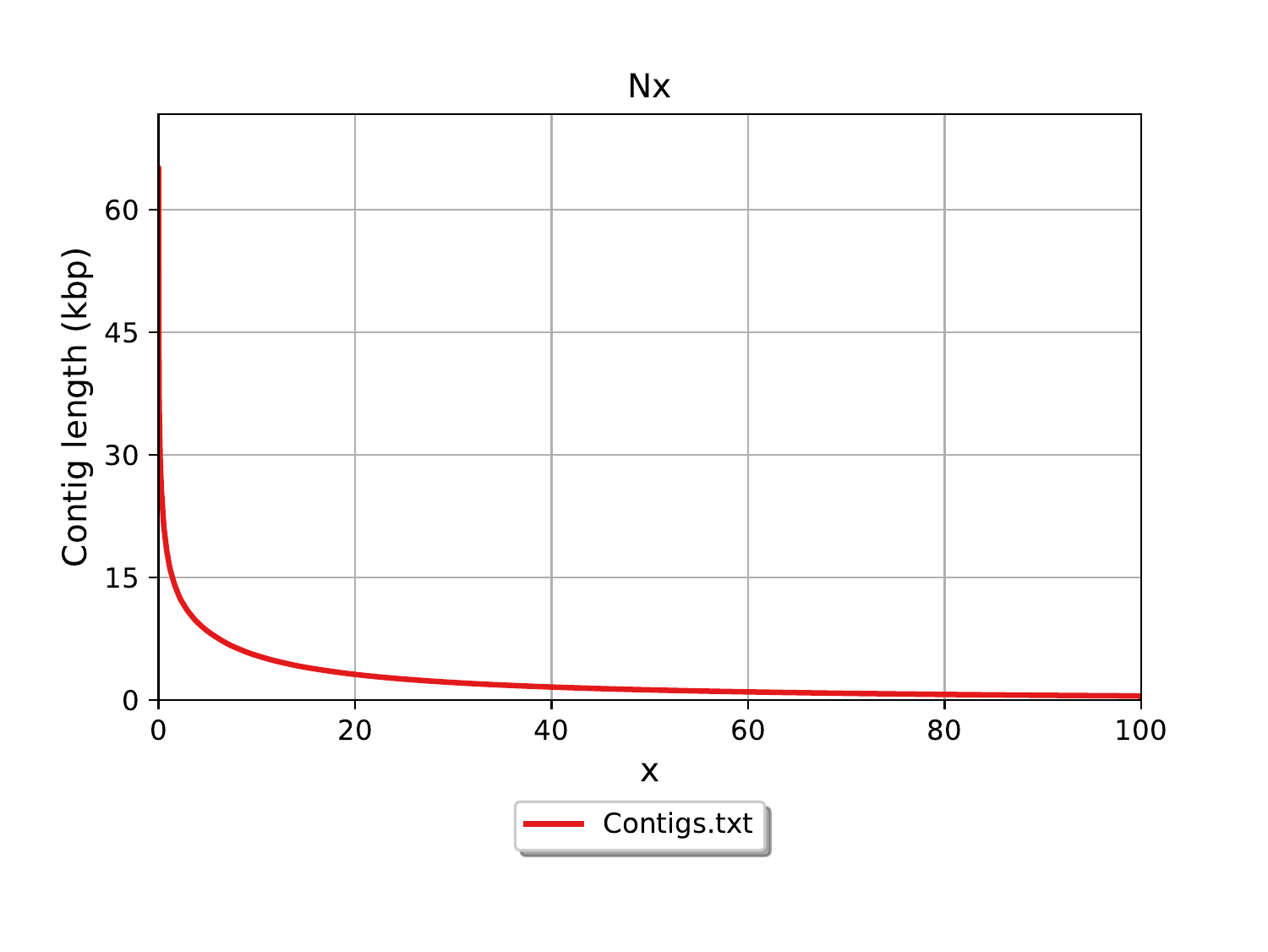Nx

Contig length (kbp)

x

Contigs.txt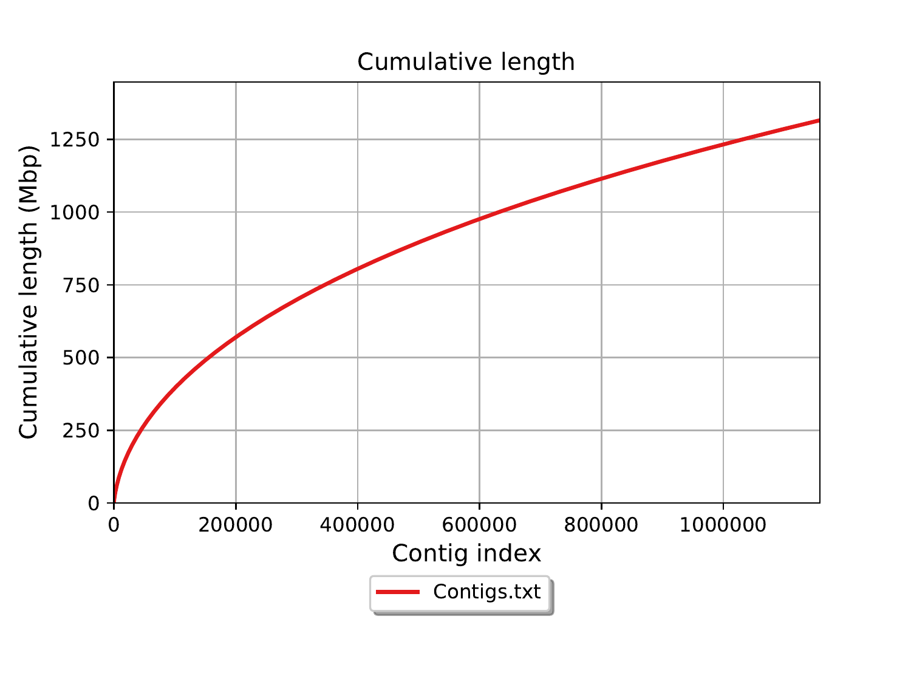## Cumulative length

Cumulative length (Mbp)

0, 250, 500, 750, 1000, 1250

Contig index

0, 200000, 400000, 600000, 800000, 1000000

Contigs.txt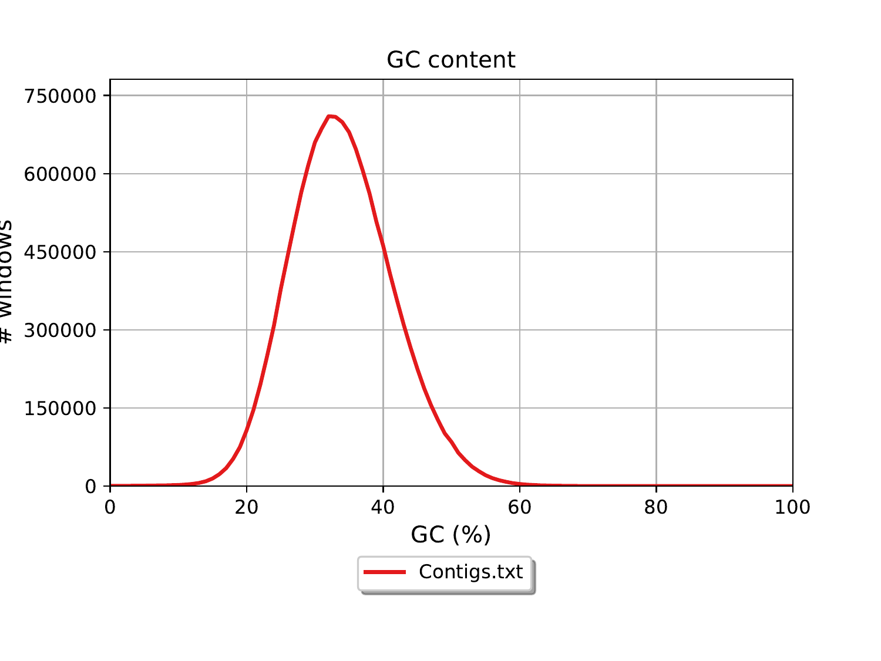GC content

# windows

750000
600000
450000
300000
150000
0

0 20 40 60 80 100

GC (%)

Contigs.txt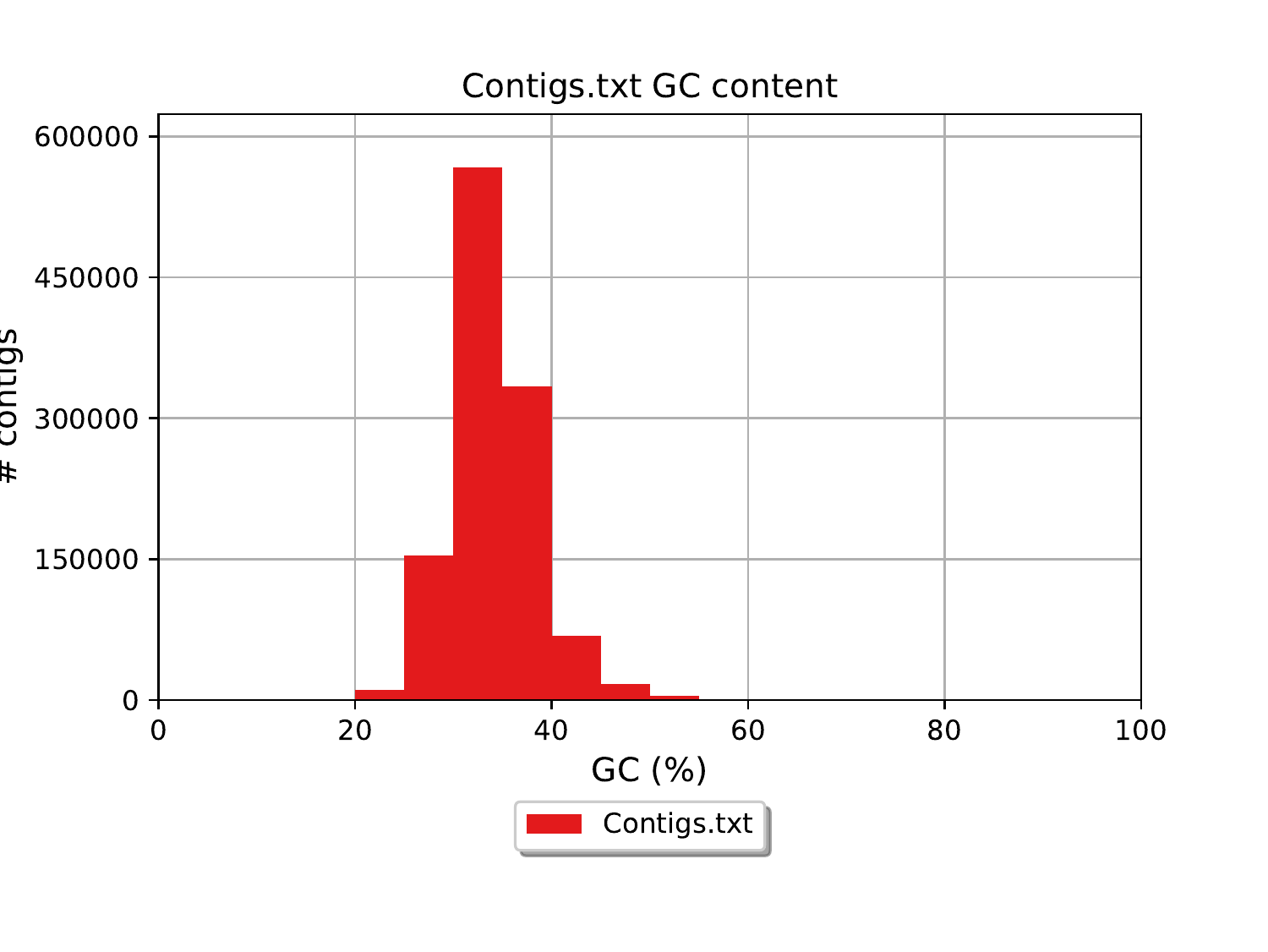Contigs.txt GC content

600000
450000
300000
150000
0

# contigs

0
20
40
60
80
100

GC (%)

Contigs.txt